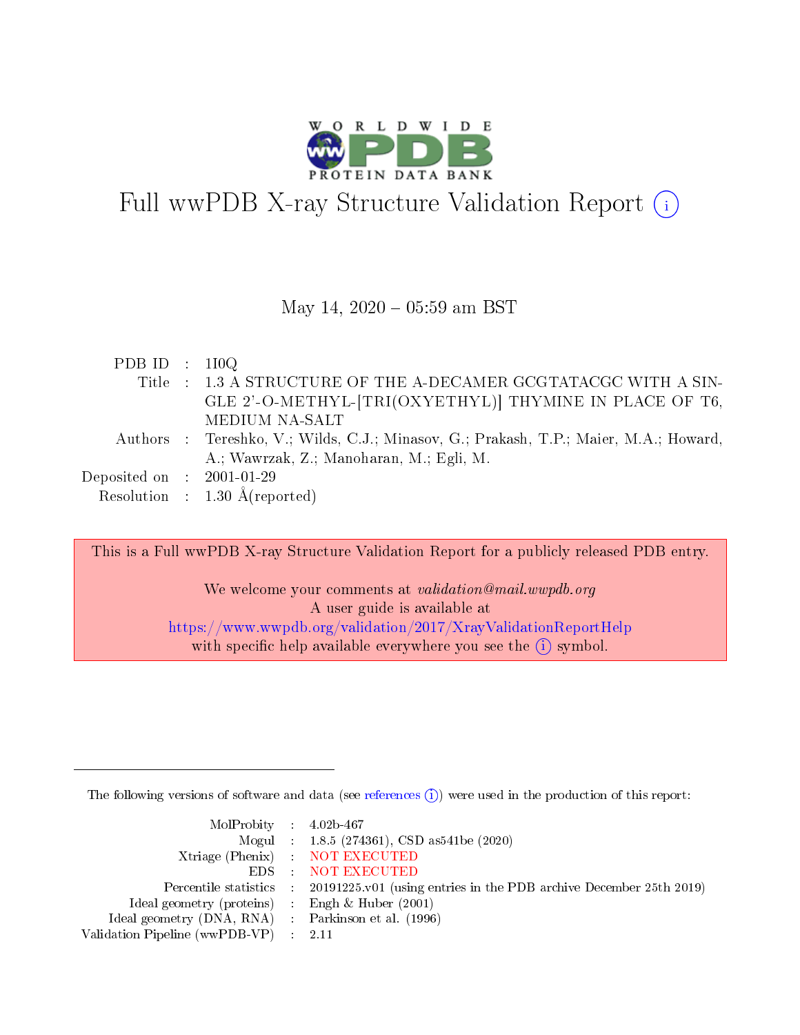# Full wwPDB X-ray Structure Validation Report (i)

May 14, 2020 – 05:59 am BST

| | | |
|---|---|---|
| PDB ID | : | 1I0Q |
| Title | : | 1.3 A STRUCTURE OF THE A-DECAMER GCGTATACGC WITH A SINGLE 2'-O-METHYL-[TRI(OXYETHYL)] THYMINE IN PLACE OF T6, MEDIUM NA-SALT |
| Authors | : | Tereshko, V.; Wilds, C.J.; Minasov, G.; Prakash, T.P.; Maier, M.A.; Howard, A.; Wawrzak, Z.; Manoharan, M.; Egli, M. |
| Deposited on | : | 2001-01-29 |
| Resolution | : | 1.30 Å(reported) |

This is a Full wwPDB X-ray Structure Validation Report for a publicly released PDB entry.

We welcome your comments at *validation@mail.wwpdb.org*
A user guide is available at
https://www.wwpdb.org/validation/2017/XrayValidationReportHelp
with specific help available everywhere you see the (i) symbol.

---

The following versions of software and data (see references (i)) were used in the production of this report:

| | | |
|---|---|---|
| MolProbity | : | 4.02b-467 |
| Mogul | : | 1.8.5 (274361), CSD as541be (2020) |
| Xtriage (Phenix) | : | NOT EXECUTED |
| EDS | : | NOT EXECUTED |
| Percentile statistics | : | 20191225.v01 (using entries in the PDB archive December 25th 2019) |
| Ideal geometry (proteins) | : | Engh & Huber (2001) |
| Ideal geometry (DNA, RNA) | : | Parkinson et al. (1996) |
| Validation Pipeline (wwPDB-VP) | : | 2.11 |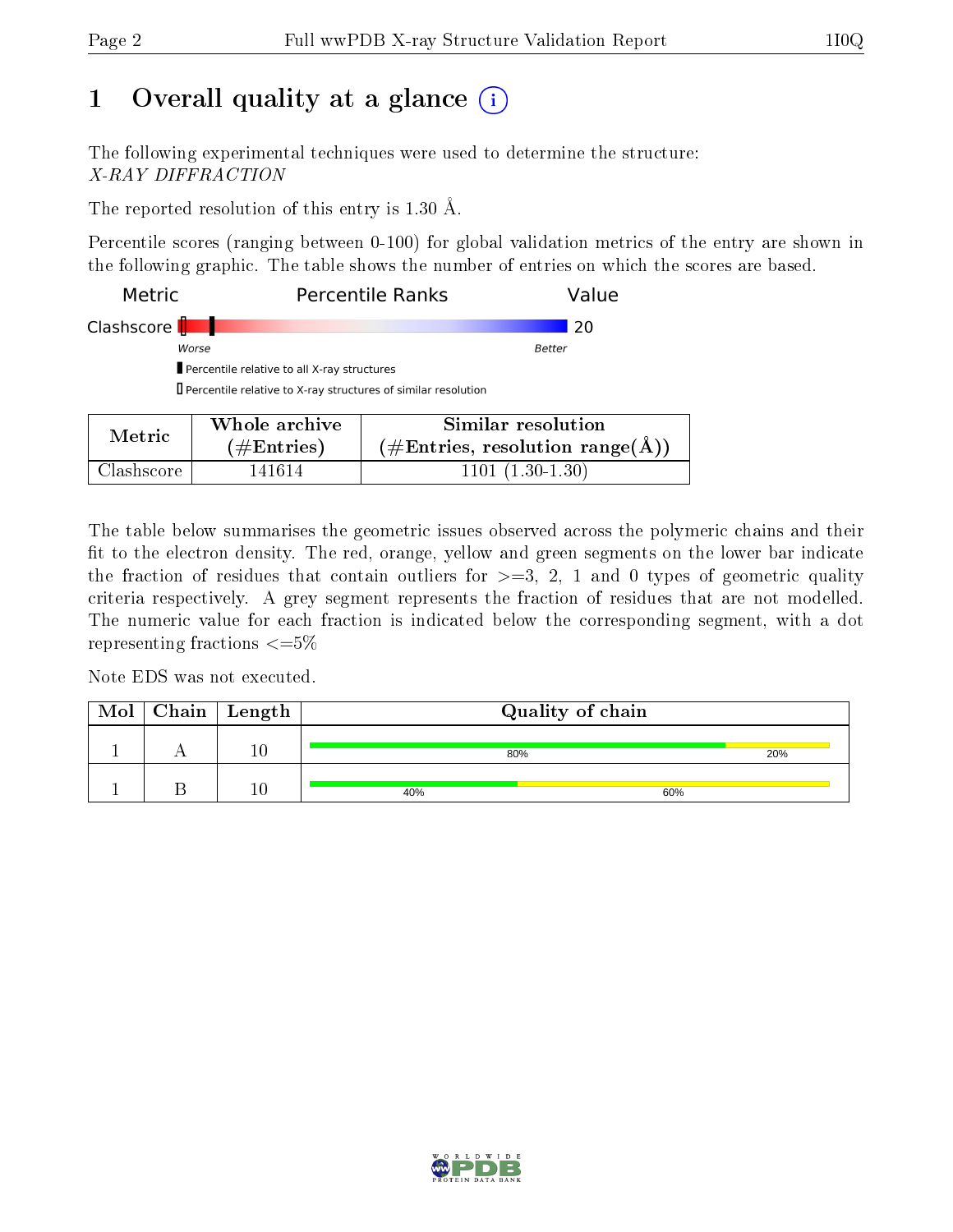# 1 Overall quality at a glance (i)

The following experimental techniques were used to determine the structure:
*X-RAY DIFFRACTION*

The reported resolution of this entry is 1.30 Å.

Percentile scores (ranging between 0-100) for global validation metrics of the entry are shown in the following graphic. The table shows the number of entries on which the scores are based.

| Metric | Percentile Ranks | Value |
|---|---|---|
| Clashscore | | 20 |

Worse — Better

▮ Percentile relative to all X-ray structures

▯ Percentile relative to X-ray structures of similar resolution

| Metric | Whole archive (#Entries) | Similar resolution (#Entries, resolution range(Å)) |
|---|---|---|
| Clashscore | 141614 | 1101 (1.30-1.30) |

The table below summarises the geometric issues observed across the polymeric chains and their fit to the electron density. The red, orange, yellow and green segments on the lower bar indicate the fraction of residues that contain outliers for >=3, 2, 1 and 0 types of geometric quality criteria respectively. A grey segment represents the fraction of residues that are not modelled. The numeric value for each fraction is indicated below the corresponding segment, with a dot representing fractions <=5%

Note EDS was not executed.

| Mol | Chain | Length | Quality of chain |
|---|---|---|---|
| 1 | A | 10 | 80% / 20% |
| 1 | B | 10 | 40% / 60% |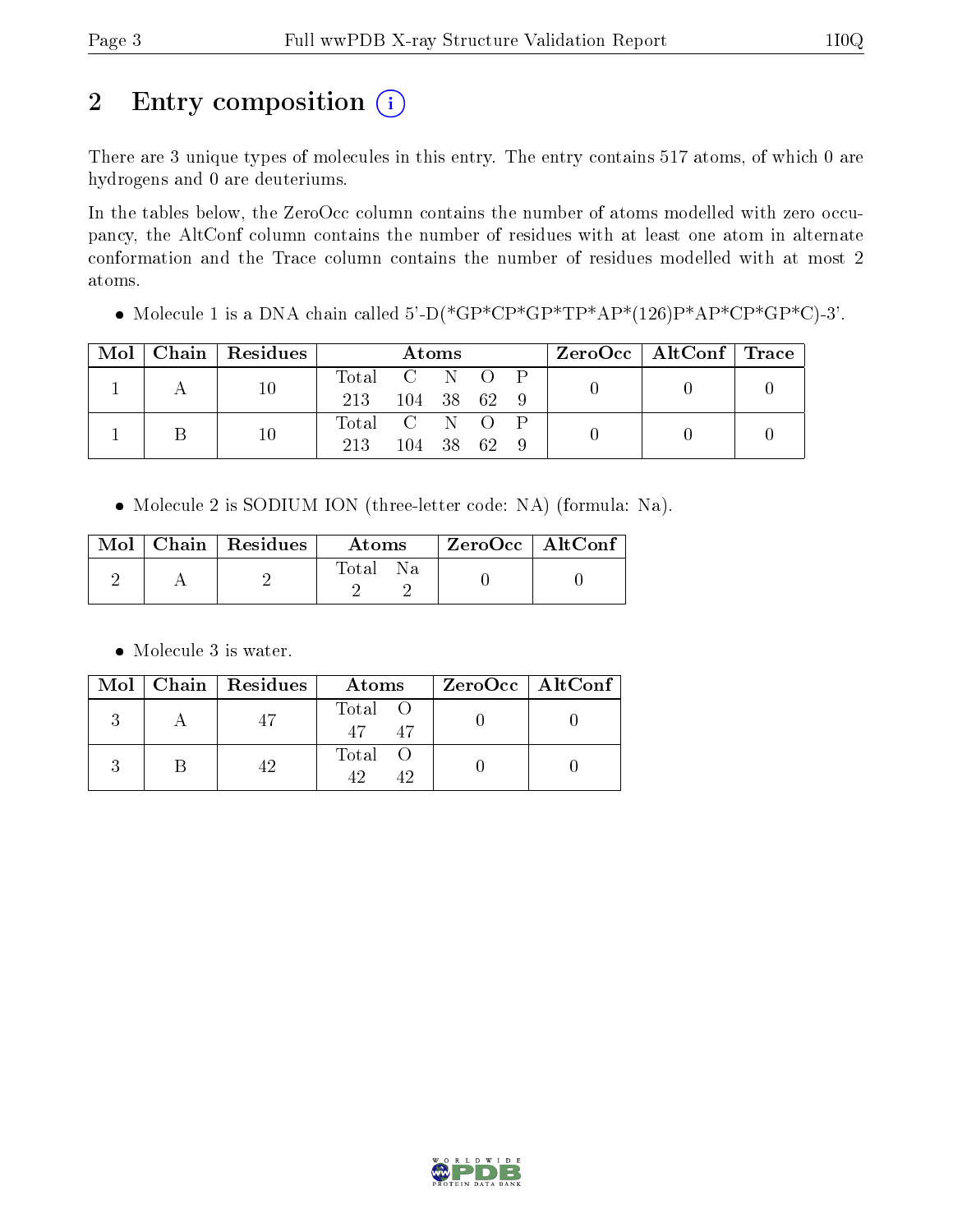# 2 Entry composition

There are 3 unique types of molecules in this entry. The entry contains 517 atoms, of which 0 are hydrogens and 0 are deuteriums.

In the tables below, the ZeroOcc column contains the number of atoms modelled with zero occupancy, the AltConf column contains the number of residues with at least one atom in alternate conformation and the Trace column contains the number of residues modelled with at most 2 atoms.

- Molecule 1 is a DNA chain called 5'-D(*GP*CP*GP*TP*AP*(126)P*AP*CP*GP*C)-3'.

| Mol | Chain | Residues | Atoms | | | | | ZeroOcc | AltConf | Trace |
|---|---|---|---|---|---|---|---|---|---|---|
| 1 | A | 10 | Total 213 | C 104 | N 38 | O 62 | P 9 | 0 | 0 | 0 |
| 1 | B | 10 | Total 213 | C 104 | N 38 | O 62 | P 9 | 0 | 0 | 0 |

- Molecule 2 is SODIUM ION (three-letter code: NA) (formula: Na).

| Mol | Chain | Residues | Atoms | | ZeroOcc | AltConf |
|---|---|---|---|---|---|---|
| 2 | A | 2 | Total 2 | Na 2 | 0 | 0 |

- Molecule 3 is water.

| Mol | Chain | Residues | Atoms | | ZeroOcc | AltConf |
|---|---|---|---|---|---|---|
| 3 | A | 47 | Total 47 | O 47 | 0 | 0 |
| 3 | B | 42 | Total 42 | O 42 | 0 | 0 |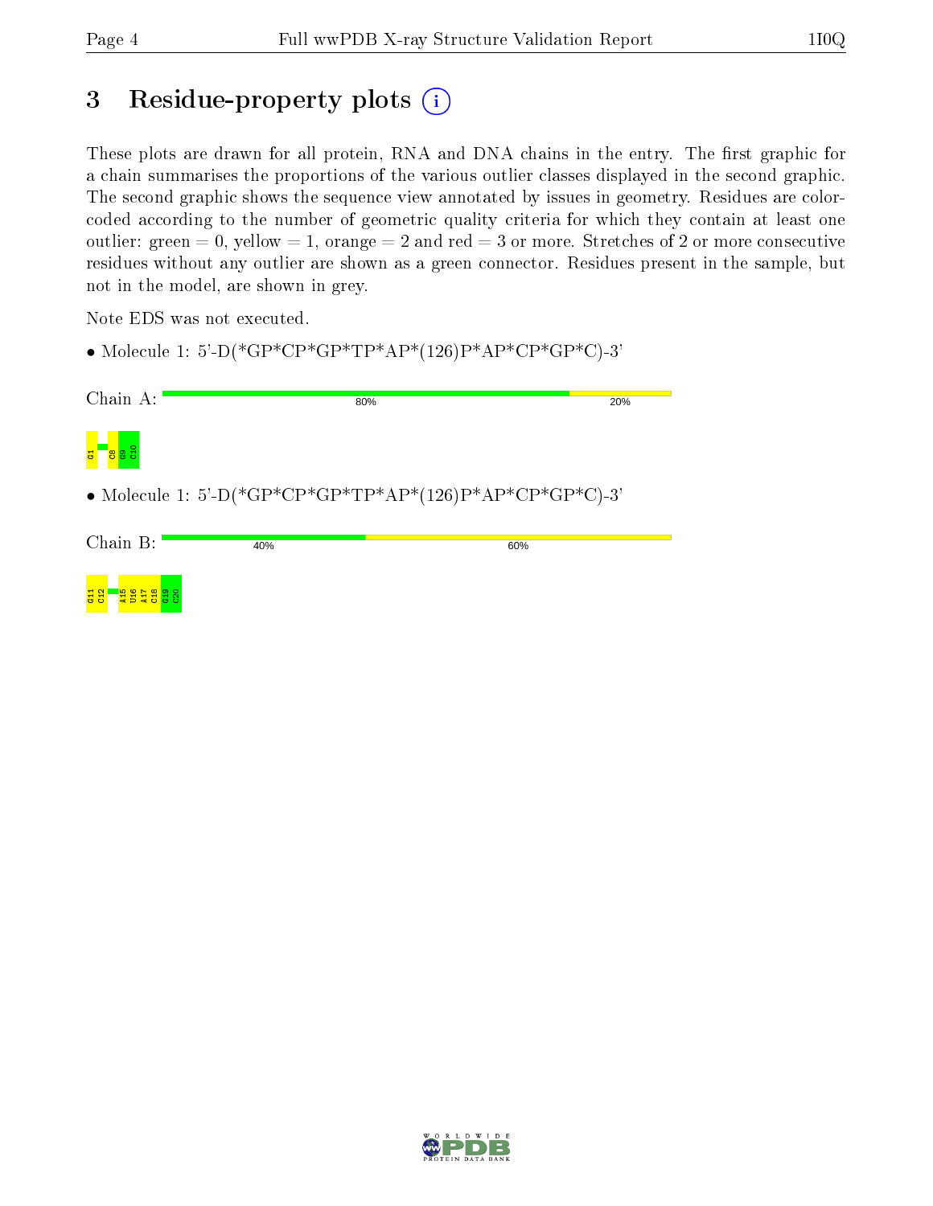# 3 Residue-property plots (i)

These plots are drawn for all protein, RNA and DNA chains in the entry. The first graphic for a chain summarises the proportions of the various outlier classes displayed in the second graphic. The second graphic shows the sequence view annotated by issues in geometry. Residues are color-coded according to the number of geometric quality criteria for which they contain at least one outlier: green = 0, yellow = 1, orange = 2 and red = 3 or more. Stretches of 2 or more consecutive residues without any outlier are shown as a green connector. Residues present in the sample, but not in the model, are shown in grey.

Note EDS was not executed.

- Molecule 1: 5'-D(*GP*CP*GP*TP*AP*(126)P*AP*CP*GP*C)-3'

Chain A: 80% 20%

G1 C8 G9 C10

- Molecule 1: 5'-D(*GP*CP*GP*TP*AP*(126)P*AP*CP*GP*C)-3'

Chain B: 40% 60%

G11 C12 A15 U16 A17 C18 G19 C20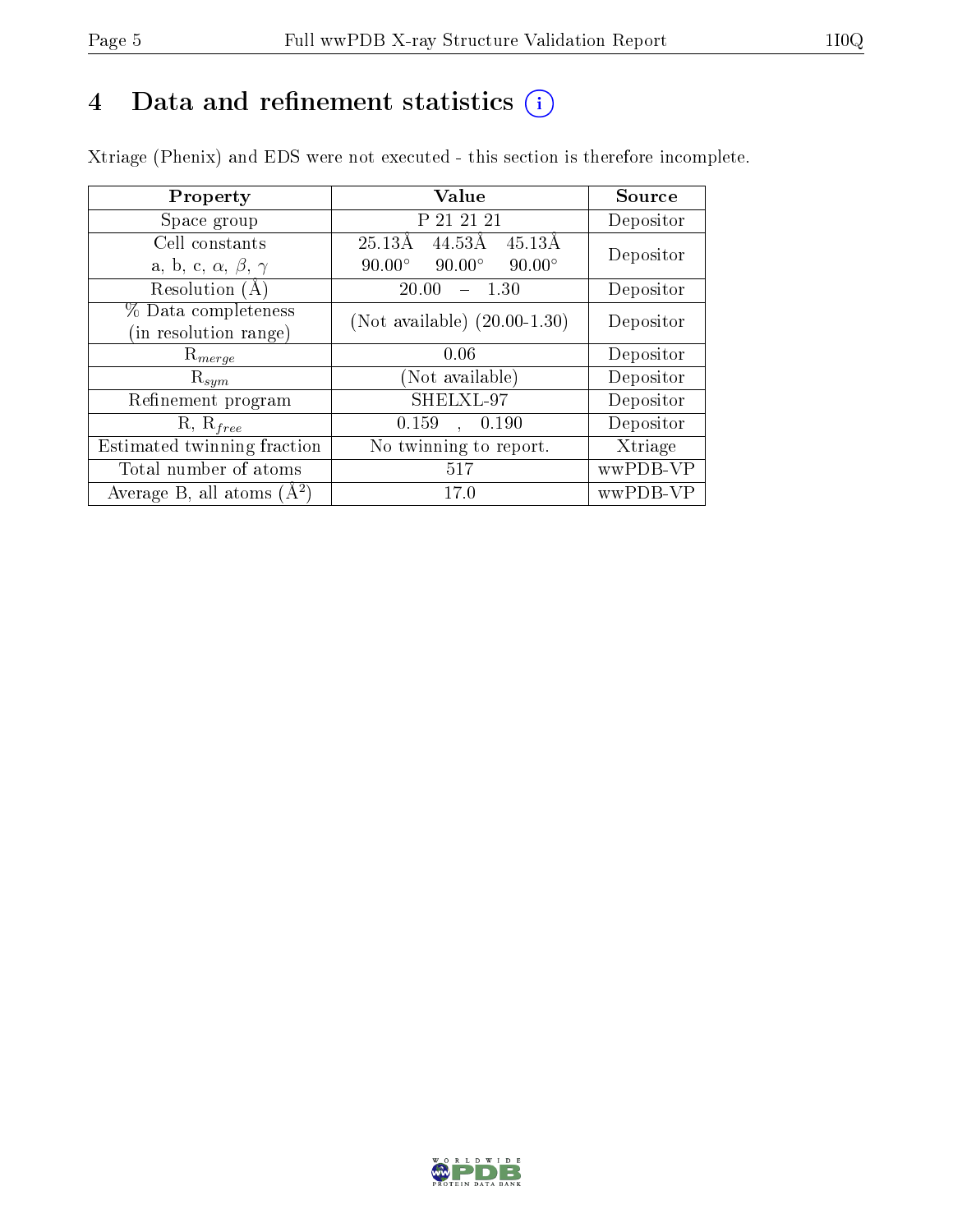# 4 Data and refinement statistics

Xtriage (Phenix) and EDS were not executed - this section is therefore incomplete.

| Property | Value | Source |
|---|---|---|
| Space group | P 21 21 21 | Depositor |
| Cell constants<br>a, b, c, $\alpha$, $\beta$, $\gamma$ | 25.13Å 44.53Å 45.13Å<br>90.00° 90.00° 90.00° | Depositor |
| Resolution (Å) | 20.00 – 1.30 | Depositor |
| % Data completeness<br>(in resolution range) | (Not available) (20.00-1.30) | Depositor |
| $R_{merge}$ | 0.06 | Depositor |
| $R_{sym}$ | (Not available) | Depositor |
| Refinement program | SHELXL-97 | Depositor |
| R, $R_{free}$ | 0.159 , 0.190 | Depositor |
| Estimated twinning fraction | No twinning to report. | Xtriage |
| Total number of atoms | 517 | wwPDB-VP |
| Average B, all atoms (Å$^2$) | 17.0 | wwPDB-VP |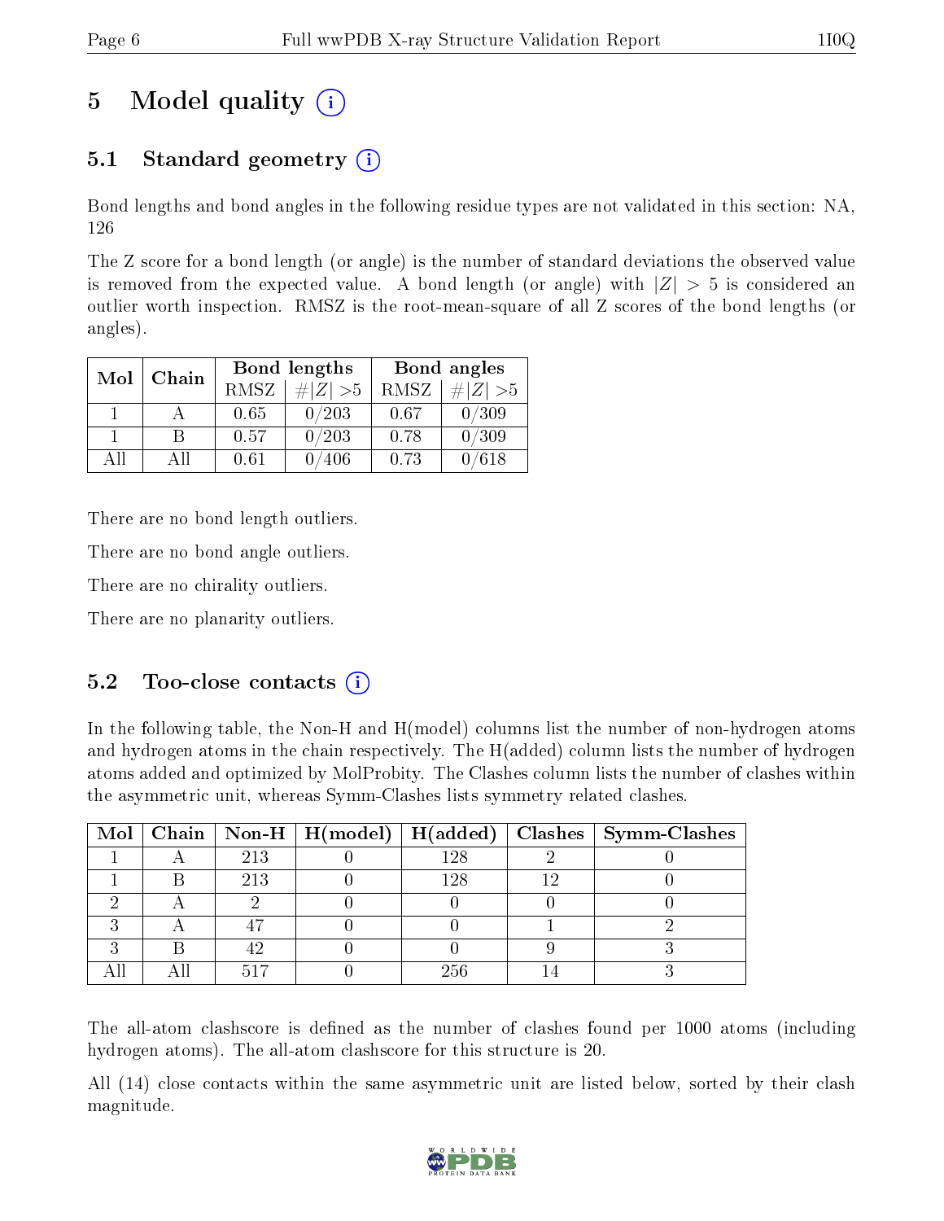# 5 Model quality (i)

## 5.1 Standard geometry (i)

Bond lengths and bond angles in the following residue types are not validated in this section: NA, 126

The Z score for a bond length (or angle) is the number of standard deviations the observed value is removed from the expected value. A bond length (or angle) with $|Z| > 5$ is considered an outlier worth inspection. RMSZ is the root-mean-square of all Z scores of the bond lengths (or angles).

| Mol | Chain | Bond lengths | | Bond angles | |
|---|---|---|---|---|---|
| | | RMSZ | $\#|Z| > 5$ | RMSZ | $\#|Z| > 5$ |
| 1 | A | 0.65 | 0/203 | 0.67 | 0/309 |
| 1 | B | 0.57 | 0/203 | 0.78 | 0/309 |
| All | All | 0.61 | 0/406 | 0.73 | 0/618 |

There are no bond length outliers.

There are no bond angle outliers.

There are no chirality outliers.

There are no planarity outliers.

## 5.2 Too-close contacts (i)

In the following table, the Non-H and H(model) columns list the number of non-hydrogen atoms and hydrogen atoms in the chain respectively. The H(added) column lists the number of hydrogen atoms added and optimized by MolProbity. The Clashes column lists the number of clashes within the asymmetric unit, whereas Symm-Clashes lists symmetry related clashes.

| Mol | Chain | Non-H | H(model) | H(added) | Clashes | Symm-Clashes |
|---|---|---|---|---|---|---|
| 1 | A | 213 | 0 | 128 | 2 | 0 |
| 1 | B | 213 | 0 | 128 | 12 | 0 |
| 2 | A | 2 | 0 | 0 | 0 | 0 |
| 3 | A | 47 | 0 | 0 | 1 | 2 |
| 3 | B | 42 | 0 | 0 | 9 | 3 |
| All | All | 517 | 0 | 256 | 14 | 3 |

The all-atom clashscore is defined as the number of clashes found per 1000 atoms (including hydrogen atoms). The all-atom clashscore for this structure is 20.

All (14) close contacts within the same asymmetric unit are listed below, sorted by their clash magnitude.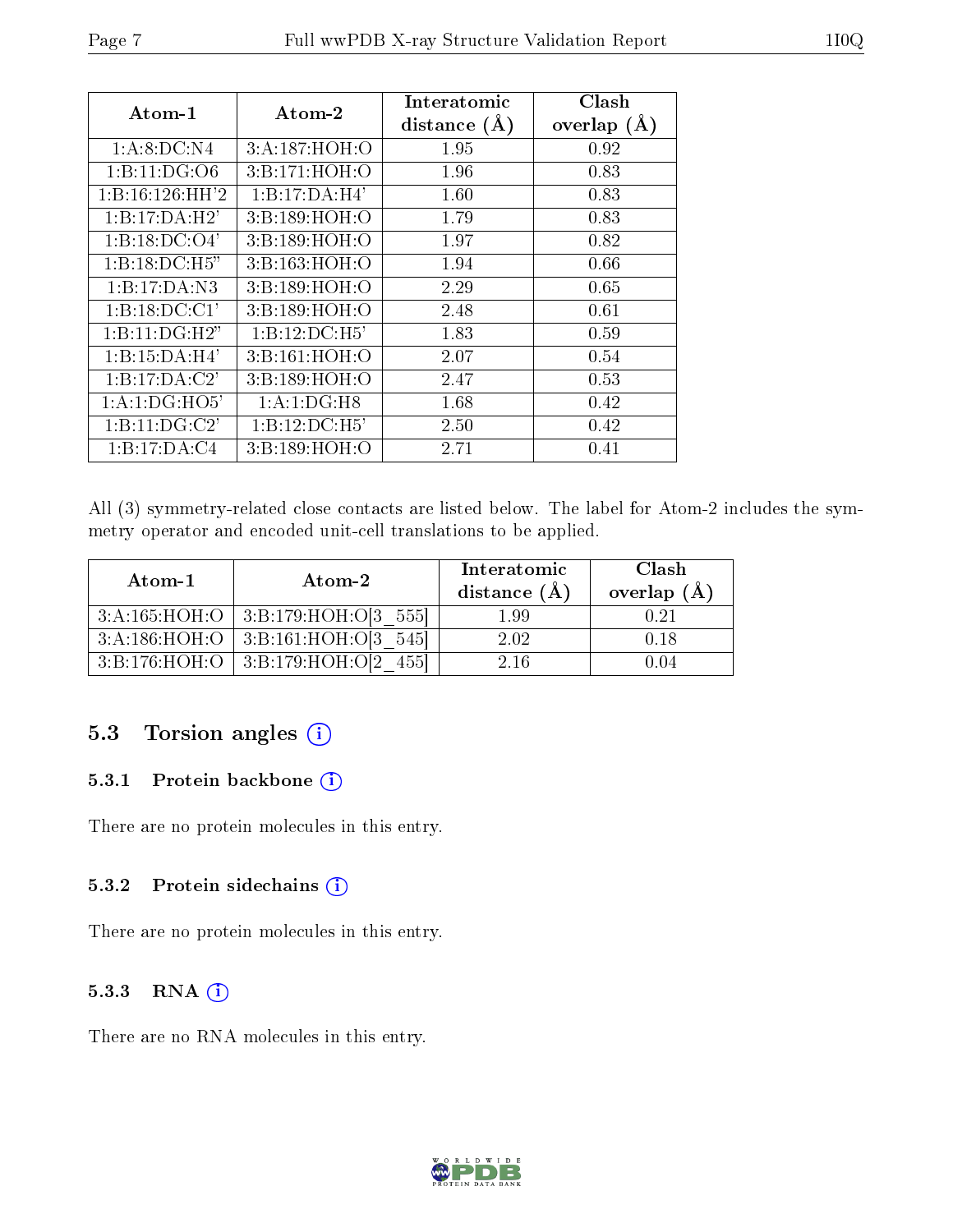| Atom-1 | Atom-2 | Interatomic distance (Å) | Clash overlap (Å) |
|---|---|---|---|
| 1:A:8:DC:N4 | 3:A:187:HOH:O | 1.95 | 0.92 |
| 1:B:11:DG:O6 | 3:B:171:HOH:O | 1.96 | 0.83 |
| 1:B:16:126:HH'2 | 1:B:17:DA:H4' | 1.60 | 0.83 |
| 1:B:17:DA:H2' | 3:B:189:HOH:O | 1.79 | 0.83 |
| 1:B:18:DC:O4' | 3:B:189:HOH:O | 1.97 | 0.82 |
| 1:B:18:DC:H5" | 3:B:163:HOH:O | 1.94 | 0.66 |
| 1:B:17:DA:N3 | 3:B:189:HOH:O | 2.29 | 0.65 |
| 1:B:18:DC:C1' | 3:B:189:HOH:O | 2.48 | 0.61 |
| 1:B:11:DG:H2" | 1:B:12:DC:H5' | 1.83 | 0.59 |
| 1:B:15:DA:H4' | 3:B:161:HOH:O | 2.07 | 0.54 |
| 1:B:17:DA:C2' | 3:B:189:HOH:O | 2.47 | 0.53 |
| 1:A:1:DG:HO5' | 1:A:1:DG:H8 | 1.68 | 0.42 |
| 1:B:11:DG:C2' | 1:B:12:DC:H5' | 2.50 | 0.42 |
| 1:B:17:DA:C4 | 3:B:189:HOH:O | 2.71 | 0.41 |

All (3) symmetry-related close contacts are listed below. The label for Atom-2 includes the symmetry operator and encoded unit-cell translations to be applied.

| Atom-1 | Atom-2 | Interatomic distance (Å) | Clash overlap (Å) |
|---|---|---|---|
| 3:A:165:HOH:O | 3:B:179:HOH:O[3_555] | 1.99 | 0.21 |
| 3:A:186:HOH:O | 3:B:161:HOH:O[3_545] | 2.02 | 0.18 |
| 3:B:176:HOH:O | 3:B:179:HOH:O[2_455] | 2.16 | 0.04 |

## 5.3 Torsion angles (i)

### 5.3.1 Protein backbone (i)

There are no protein molecules in this entry.

### 5.3.2 Protein sidechains (i)

There are no protein molecules in this entry.

### 5.3.3 RNA (i)

There are no RNA molecules in this entry.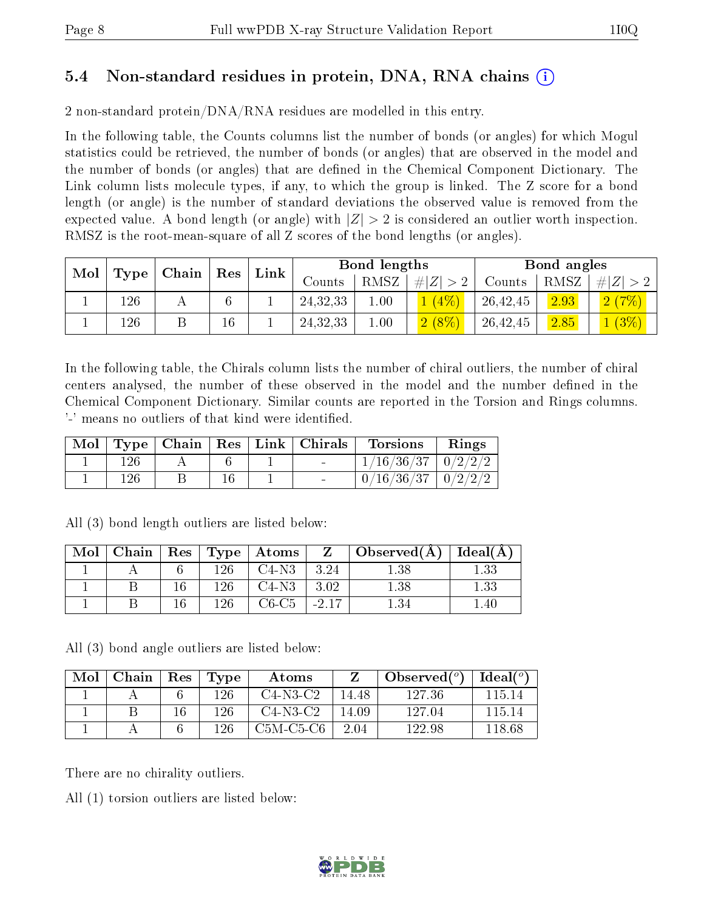## 5.4 Non-standard residues in protein, DNA, RNA chains

2 non-standard protein/DNA/RNA residues are modelled in this entry.

In the following table, the Counts columns list the number of bonds (or angles) for which Mogul statistics could be retrieved, the number of bonds (or angles) that are observed in the model and the number of bonds (or angles) that are defined in the Chemical Component Dictionary. The Link column lists molecule types, if any, to which the group is linked. The Z score for a bond length (or angle) is the number of standard deviations the observed value is removed from the expected value. A bond length (or angle) with $|Z| > 2$ is considered an outlier worth inspection. RMSZ is the root-mean-square of all Z scores of the bond lengths (or angles).

| Mol | Type | Chain | Res | Link | Bond lengths | | | Bond angles | | |
|---|---|---|---|---|---|---|---|---|---|---|
| | | | | | Counts | RMSZ | $\#\|Z\| > 2$ | Counts | RMSZ | $\#\|Z\| > 2$ |
| 1 | 126 | A | 6 | 1 | 24,32,33 | 1.00 | 1 (4%) | 26,42,45 | 2.93 | 2 (7%) |
| 1 | 126 | B | 16 | 1 | 24,32,33 | 1.00 | 2 (8%) | 26,42,45 | 2.85 | 1 (3%) |

In the following table, the Chirals column lists the number of chiral outliers, the number of chiral centers analysed, the number of these observed in the model and the number defined in the Chemical Component Dictionary. Similar counts are reported in the Torsion and Rings columns. '-' means no outliers of that kind were identified.

| Mol | Type | Chain | Res | Link | Chirals | Torsions | Rings |
|---|---|---|---|---|---|---|---|
| 1 | 126 | A | 6 | 1 | - | 1/16/36/37 | 0/2/2/2 |
| 1 | 126 | B | 16 | 1 | - | 0/16/36/37 | 0/2/2/2 |

All (3) bond length outliers are listed below:

| Mol | Chain | Res | Type | Atoms | Z | Observed(Å) | Ideal(Å) |
|---|---|---|---|---|---|---|---|
| 1 | A | 6 | 126 | C4-N3 | 3.24 | 1.38 | 1.33 |
| 1 | B | 16 | 126 | C4-N3 | 3.02 | 1.38 | 1.33 |
| 1 | B | 16 | 126 | C6-C5 | -2.17 | 1.34 | 1.40 |

All (3) bond angle outliers are listed below:

| Mol | Chain | Res | Type | Atoms | Z | Observed(°) | Ideal(°) |
|---|---|---|---|---|---|---|---|
| 1 | A | 6 | 126 | C4-N3-C2 | 14.48 | 127.36 | 115.14 |
| 1 | B | 16 | 126 | C4-N3-C2 | 14.09 | 127.04 | 115.14 |
| 1 | A | 6 | 126 | C5M-C5-C6 | 2.04 | 122.98 | 118.68 |

There are no chirality outliers.

All (1) torsion outliers are listed below: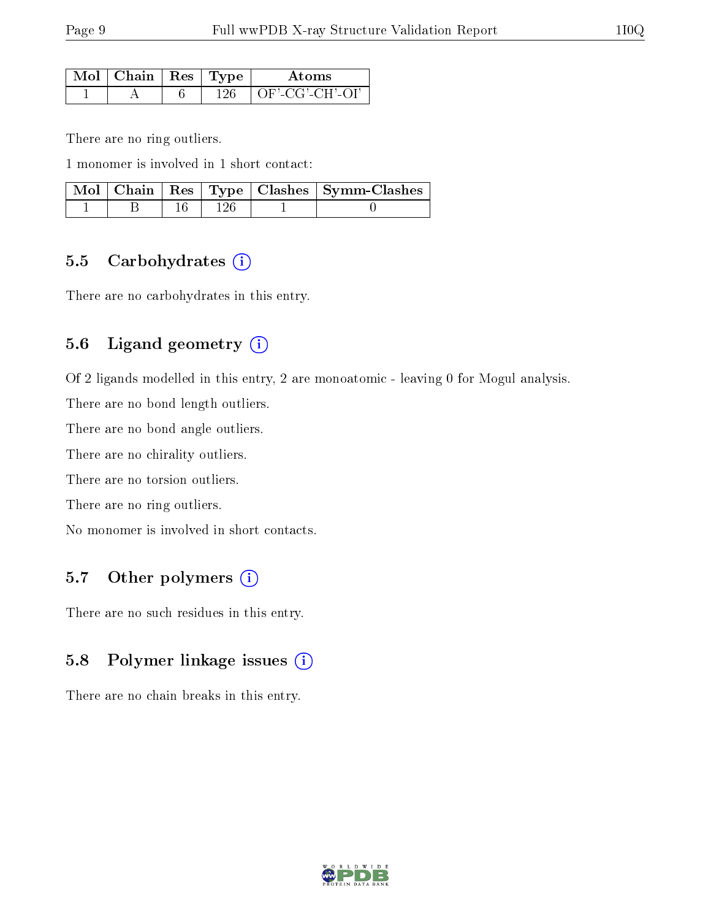| Mol | Chain | Res | Type | Atoms |
|---|---|---|---|---|
| 1 | A | 6 | 126 | OF'-CG'-CH'-OI' |

There are no ring outliers.

1 monomer is involved in 1 short contact:

| Mol | Chain | Res | Type | Clashes | Symm-Clashes |
|---|---|---|---|---|---|
| 1 | B | 16 | 126 | 1 | 0 |

### 5.5 Carbohydrates

There are no carbohydrates in this entry.

### 5.6 Ligand geometry

Of 2 ligands modelled in this entry, 2 are monoatomic - leaving 0 for Mogul analysis.

There are no bond length outliers.

There are no bond angle outliers.

There are no chirality outliers.

There are no torsion outliers.

There are no ring outliers.

No monomer is involved in short contacts.

### 5.7 Other polymers

There are no such residues in this entry.

### 5.8 Polymer linkage issues

There are no chain breaks in this entry.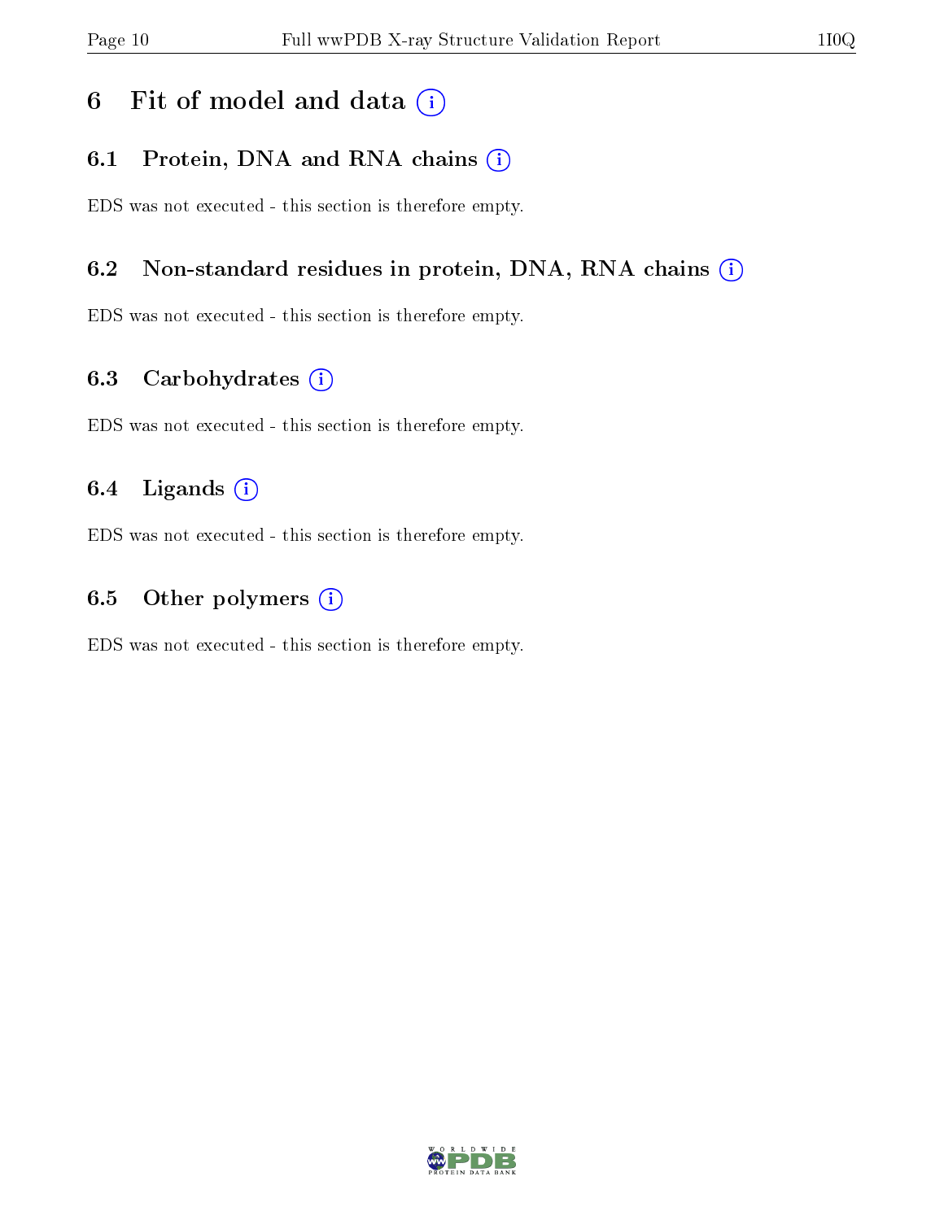# 6 Fit of model and data

## 6.1 Protein, DNA and RNA chains

EDS was not executed - this section is therefore empty.

## 6.2 Non-standard residues in protein, DNA, RNA chains

EDS was not executed - this section is therefore empty.

## 6.3 Carbohydrates

EDS was not executed - this section is therefore empty.

## 6.4 Ligands

EDS was not executed - this section is therefore empty.

## 6.5 Other polymers

EDS was not executed - this section is therefore empty.